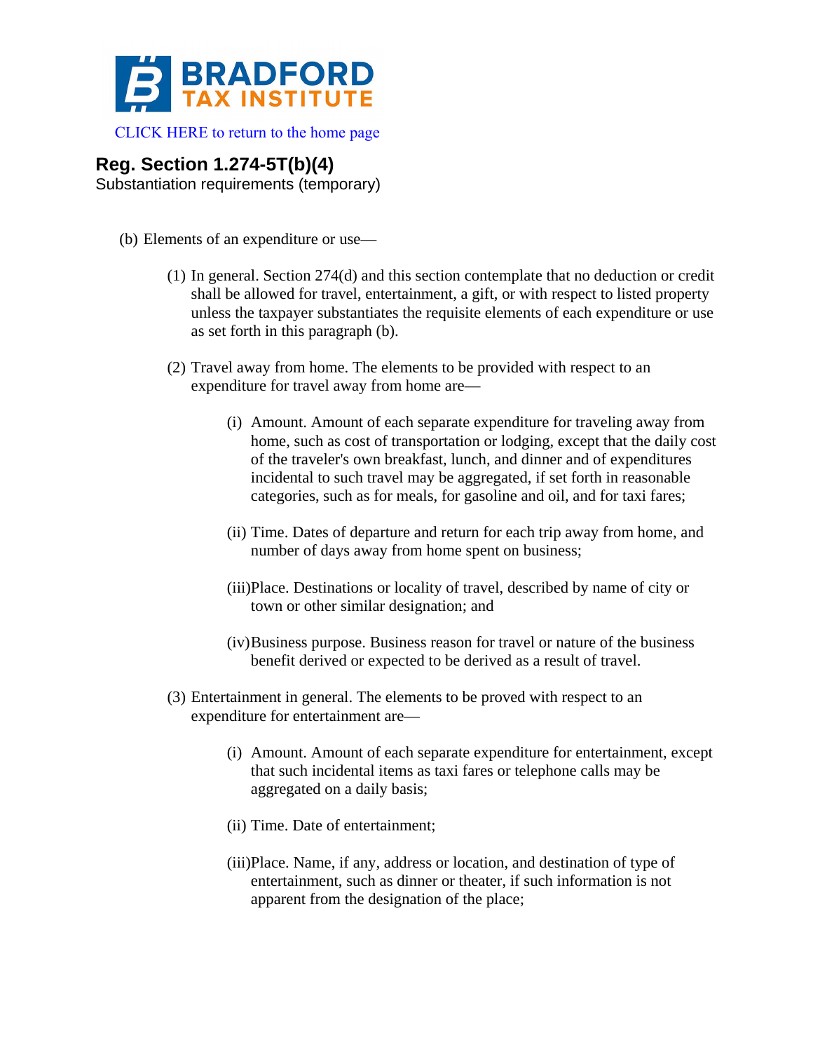BRADFORD TAX INSTITUTE

CLICK HERE to return to the home page

## Reg. Section 1.274-5T(b)(4)

Substantiation requirements (temporary)

(b) Elements of an expenditure or use—

(1) In general. Section 274(d) and this section contemplate that no deduction or credit shall be allowed for travel, entertainment, a gift, or with respect to listed property unless the taxpayer substantiates the requisite elements of each expenditure or use as set forth in this paragraph (b).

(2) Travel away from home. The elements to be provided with respect to an expenditure for travel away from home are—

(i) Amount. Amount of each separate expenditure for traveling away from home, such as cost of transportation or lodging, except that the daily cost of the traveler's own breakfast, lunch, and dinner and of expenditures incidental to such travel may be aggregated, if set forth in reasonable categories, such as for meals, for gasoline and oil, and for taxi fares;

(ii) Time. Dates of departure and return for each trip away from home, and number of days away from home spent on business;

(iii) Place. Destinations or locality of travel, described by name of city or town or other similar designation; and

(iv) Business purpose. Business reason for travel or nature of the business benefit derived or expected to be derived as a result of travel.

(3) Entertainment in general. The elements to be proved with respect to an expenditure for entertainment are—

(i) Amount. Amount of each separate expenditure for entertainment, except that such incidental items as taxi fares or telephone calls may be aggregated on a daily basis;

(ii) Time. Date of entertainment;

(iii) Place. Name, if any, address or location, and destination of type of entertainment, such as dinner or theater, if such information is not apparent from the designation of the place;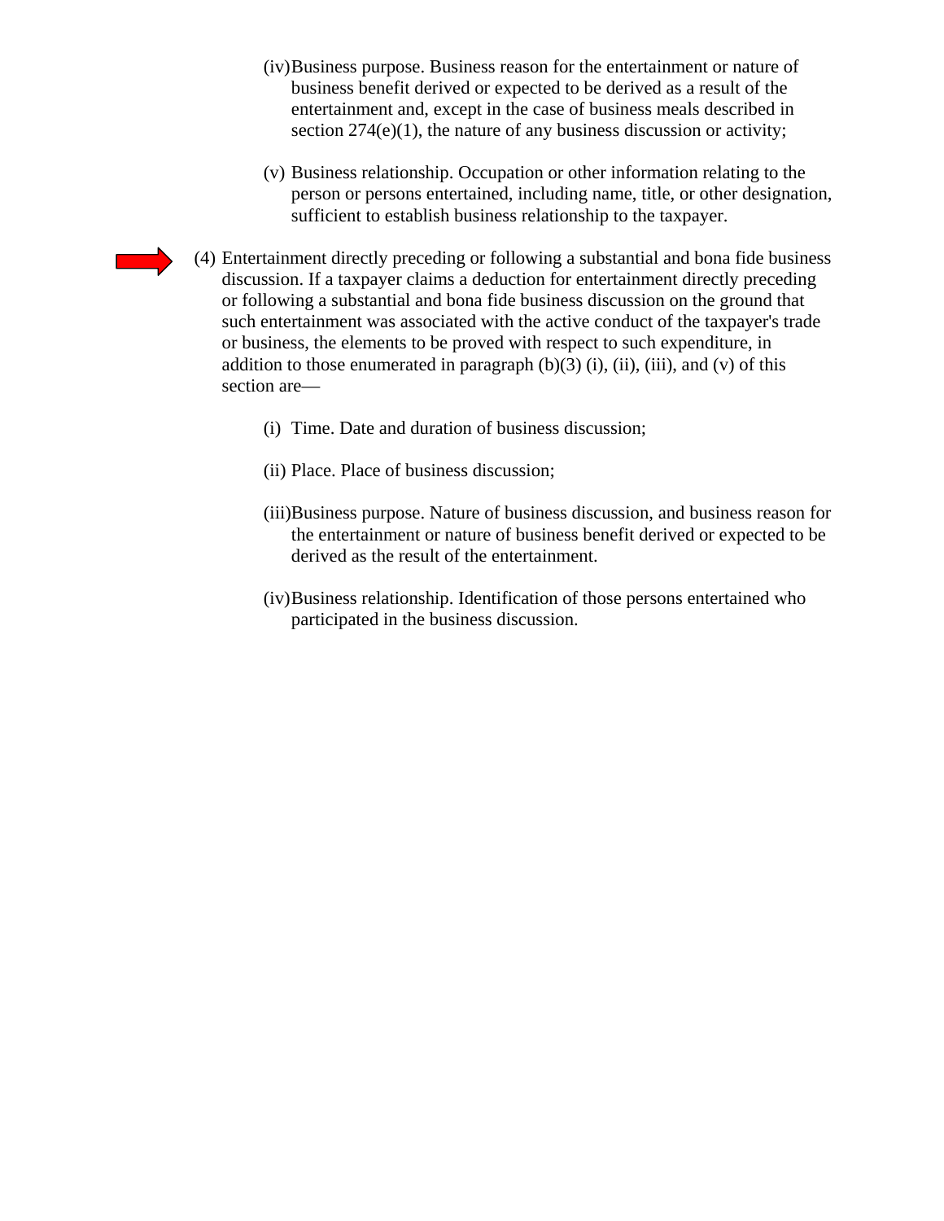(iv) Business purpose. Business reason for the entertainment or nature of business benefit derived or expected to be derived as a result of the entertainment and, except in the case of business meals described in section 274(e)(1), the nature of any business discussion or activity;

(v) Business relationship. Occupation or other information relating to the person or persons entertained, including name, title, or other designation, sufficient to establish business relationship to the taxpayer.

(4) Entertainment directly preceding or following a substantial and bona fide business discussion. If a taxpayer claims a deduction for entertainment directly preceding or following a substantial and bona fide business discussion on the ground that such entertainment was associated with the active conduct of the taxpayer's trade or business, the elements to be proved with respect to such expenditure, in addition to those enumerated in paragraph (b)(3) (i), (ii), (iii), and (v) of this section are—

(i) Time. Date and duration of business discussion;

(ii) Place. Place of business discussion;

(iii) Business purpose. Nature of business discussion, and business reason for the entertainment or nature of business benefit derived or expected to be derived as the result of the entertainment.

(iv) Business relationship. Identification of those persons entertained who participated in the business discussion.